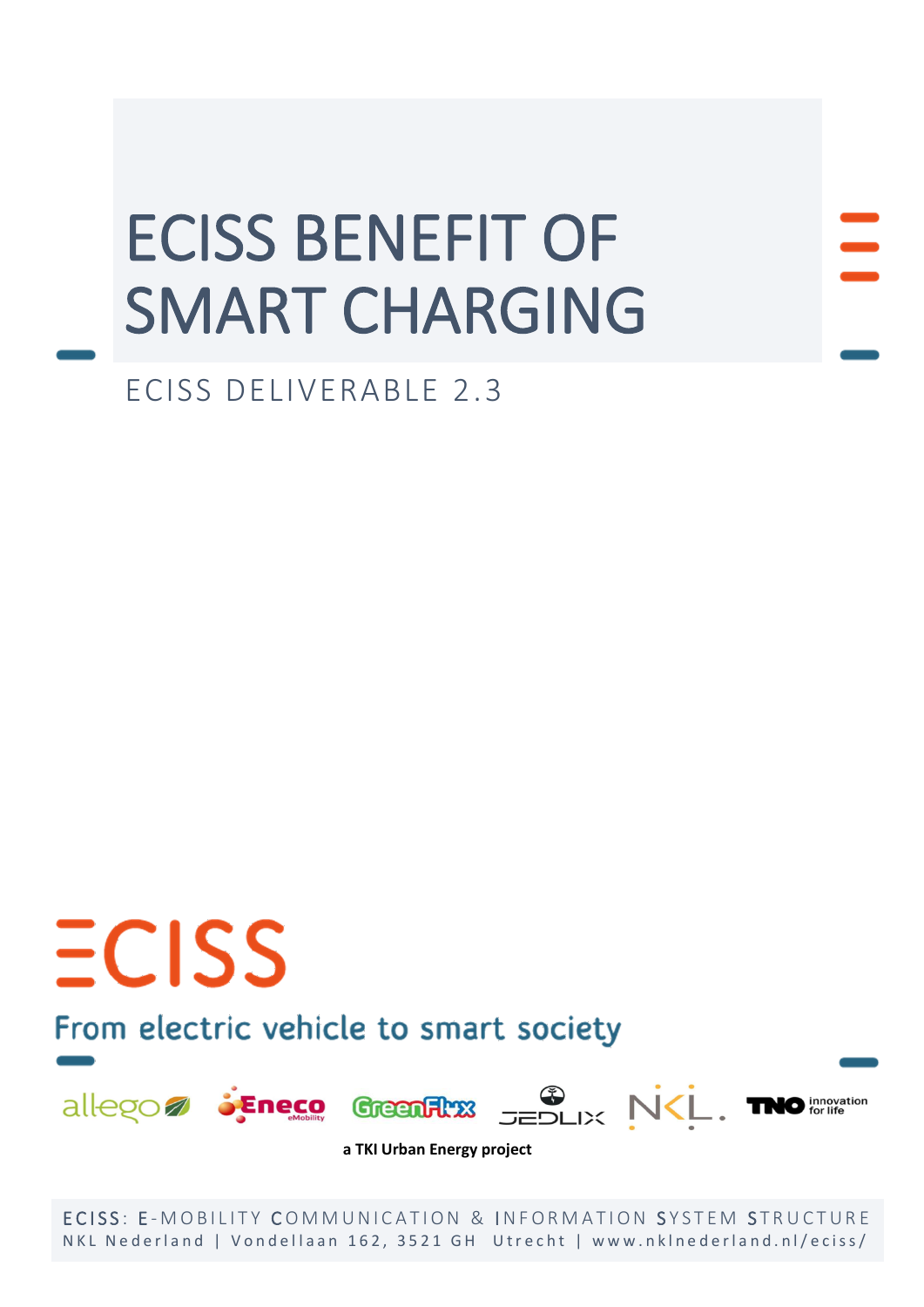# ECISS BENEFIT OF SMART CHARGING

ECISS DELIVERABLE 2.3

ECISS

From electric vehicle to smart society

allego Eneco eMobility GreenFlux JEDLIX NKL. TNO innovation for life

**a TKI Urban Energy project**

ECISS: E-MOBILITY COMMUNICATION & INFORMATION SYSTEM STRUCTURE
NKL Nederland | Vondellaan 162, 3521 GH Utrecht | www.nklnederland.nl/eciss/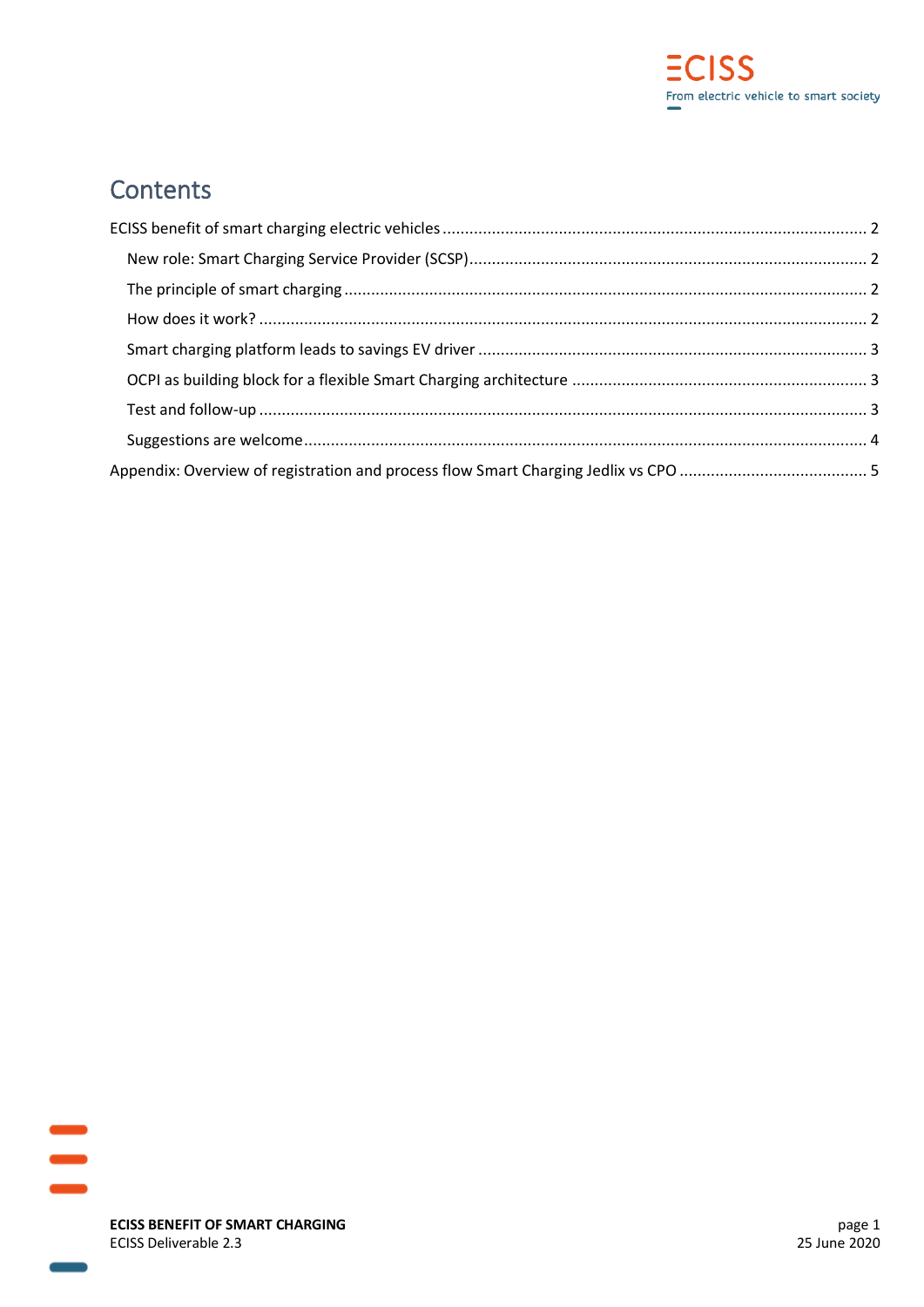## Contents

ECISS benefit of smart charging electric vehicles ..... 2

- New role: Smart Charging Service Provider (SCSP) ..... 2
- The principle of smart charging ..... 2
- How does it work? ..... 2
- Smart charging platform leads to savings EV driver ..... 3
- OCPI as building block for a flexible Smart Charging architecture ..... 3
- Test and follow-up ..... 3
- Suggestions are welcome ..... 4

Appendix: Overview of registration and process flow Smart Charging Jedlix vs CPO ..... 5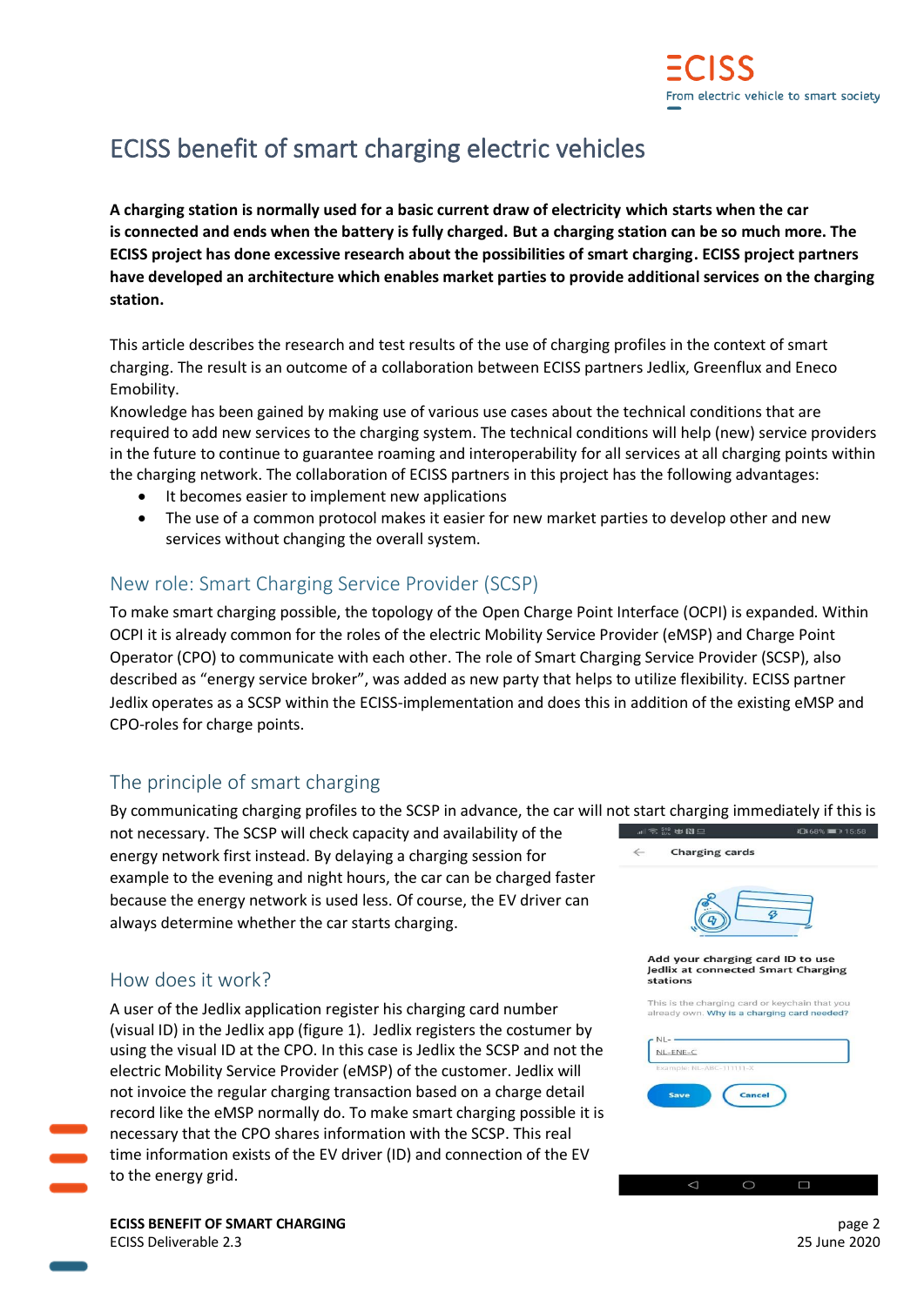# ECISS benefit of smart charging electric vehicles

**A charging station is normally used for a basic current draw of electricity which starts when the car is connected and ends when the battery is fully charged. But a charging station can be so much more. The ECISS project has done excessive research about the possibilities of smart charging. ECISS project partners have developed an architecture which enables market parties to provide additional services on the charging station.**

This article describes the research and test results of the use of charging profiles in the context of smart charging. The result is an outcome of a collaboration between ECISS partners Jedlix, Greenflux and Eneco Emobility.

Knowledge has been gained by making use of various use cases about the technical conditions that are required to add new services to the charging system. The technical conditions will help (new) service providers in the future to continue to guarantee roaming and interoperability for all services at all charging points within the charging network. The collaboration of ECISS partners in this project has the following advantages:

- It becomes easier to implement new applications
- The use of a common protocol makes it easier for new market parties to develop other and new services without changing the overall system.

## New role: Smart Charging Service Provider (SCSP)

To make smart charging possible, the topology of the Open Charge Point Interface (OCPI) is expanded. Within OCPI it is already common for the roles of the electric Mobility Service Provider (eMSP) and Charge Point Operator (CPO) to communicate with each other. The role of Smart Charging Service Provider (SCSP), also described as "energy service broker", was added as new party that helps to utilize flexibility. ECISS partner Jedlix operates as a SCSP within the ECISS-implementation and does this in addition of the existing eMSP and CPO-roles for charge points.

## The principle of smart charging

By communicating charging profiles to the SCSP in advance, the car will not start charging immediately if this is not necessary. The SCSP will check capacity and availability of the energy network first instead. By delaying a charging session for example to the evening and night hours, the car can be charged faster because the energy network is used less. Of course, the EV driver can always determine whether the car starts charging.

## How does it work?

A user of the Jedlix application register his charging card number (visual ID) in the Jedlix app (figure 1). Jedlix registers the costumer by using the visual ID at the CPO. In this case is Jedlix the SCSP and not the electric Mobility Service Provider (eMSP) of the customer. Jedlix will not invoice the regular charging transaction based on a charge detail record like the eMSP normally do. To make smart charging possible it is necessary that the CPO shares information with the SCSP. This real time information exists of the EV driver (ID) and connection of the EV to the energy grid.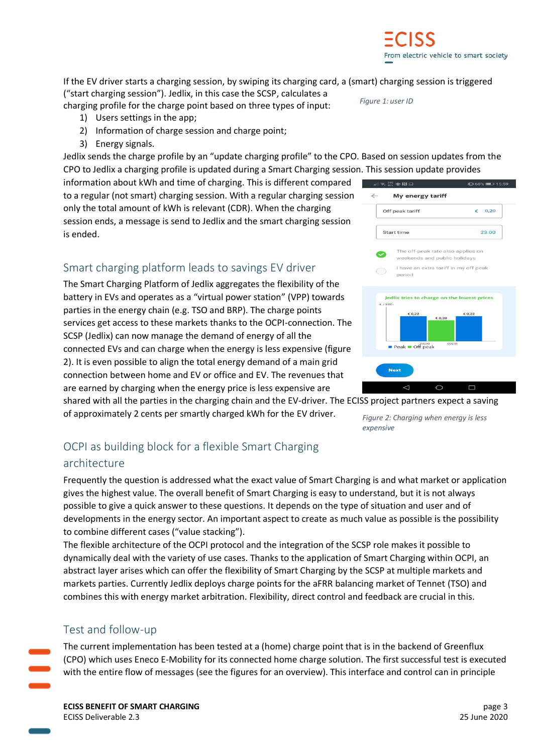If the EV driver starts a charging session, by swiping its charging card, a (smart) charging session is triggered ("start charging session"). Jedlix, in this case the SCSP, calculates a charging profile for the charge point based on three types of input:

*Figure 1: user ID*

1) Users settings in the app;
2) Information of charge session and charge point;
3) Energy signals.

Jedlix sends the charge profile by an "update charging profile" to the CPO. Based on session updates from the CPO to Jedlix a charging profile is updated during a Smart Charging session. This session update provides information about kWh and time of charging. This is different compared to a regular (not smart) charging session. With a regular charging session only the total amount of kWh is relevant (CDR). When the charging session ends, a message is send to Jedlix and the smart charging session is ended.

## Smart charging platform leads to savings EV driver

The Smart Charging Platform of Jedlix aggregates the flexibility of the battery in EVs and operates as a "virtual power station" (VPP) towards parties in the energy chain (e.g. TSO and BRP). The charge points services get access to these markets thanks to the OCPI-connection. The SCSP (Jedlix) can now manage the demand of energy of all the connected EVs and can charge when the energy is less expensive (figure 2). It is even possible to align the total energy demand of a main grid connection between home and EV or office and EV. The revenues that are earned by charging when the energy price is less expensive are shared with all the parties in the charging chain and the EV-driver. The ECISS project partners expect a saving of approximately 2 cents per smartly charged kWh for the EV driver.

*Figure 2: Charging when energy is less expensive*

## OCPI as building block for a flexible Smart Charging architecture

Frequently the question is addressed what the exact value of Smart Charging is and what market or application gives the highest value. The overall benefit of Smart Charging is easy to understand, but it is not always possible to give a quick answer to these questions. It depends on the type of situation and user and of developments in the energy sector. An important aspect to create as much value as possible is the possibility to combine different cases ("value stacking").

The flexible architecture of the OCPI protocol and the integration of the SCSP role makes it possible to dynamically deal with the variety of use cases. Thanks to the application of Smart Charging within OCPI, an abstract layer arises which can offer the flexibility of Smart Charging by the SCSP at multiple markets and markets parties. Currently Jedlix deploys charge points for the aFRR balancing market of Tennet (TSO) and combines this with energy market arbitration. Flexibility, direct control and feedback are crucial in this.

## Test and follow-up

The current implementation has been tested at a (home) charge point that is in the backend of Greenflux (CPO) which uses Eneco E-Mobility for its connected home charge solution. The first successful test is executed with the entire flow of messages (see the figures for an overview). This interface and control can in principle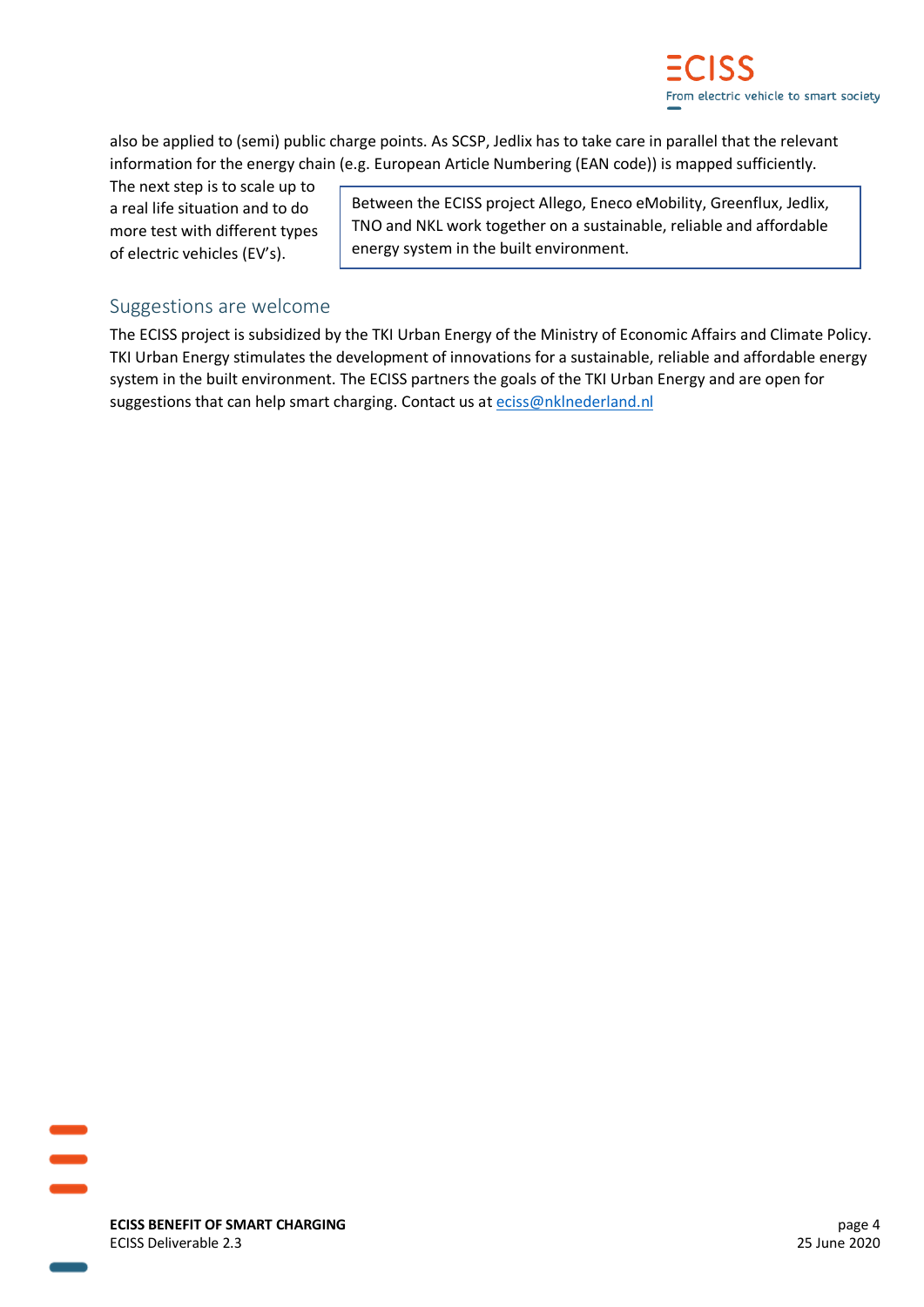also be applied to (semi) public charge points. As SCSP, Jedlix has to take care in parallel that the relevant information for the energy chain (e.g. European Article Numbering (EAN code)) is mapped sufficiently.

The next step is to scale up to a real life situation and to do more test with different types of electric vehicles (EV's).

> Between the ECISS project Allego, Eneco eMobility, Greenflux, Jedlix, TNO and NKL work together on a sustainable, reliable and affordable energy system in the built environment.

## Suggestions are welcome

The ECISS project is subsidized by the TKI Urban Energy of the Ministry of Economic Affairs and Climate Policy. TKI Urban Energy stimulates the development of innovations for a sustainable, reliable and affordable energy system in the built environment. The ECISS partners the goals of the TKI Urban Energy and are open for suggestions that can help smart charging. Contact us at [ecis s@nklnederland.nl](mailto:eciss@nklnederland.nl)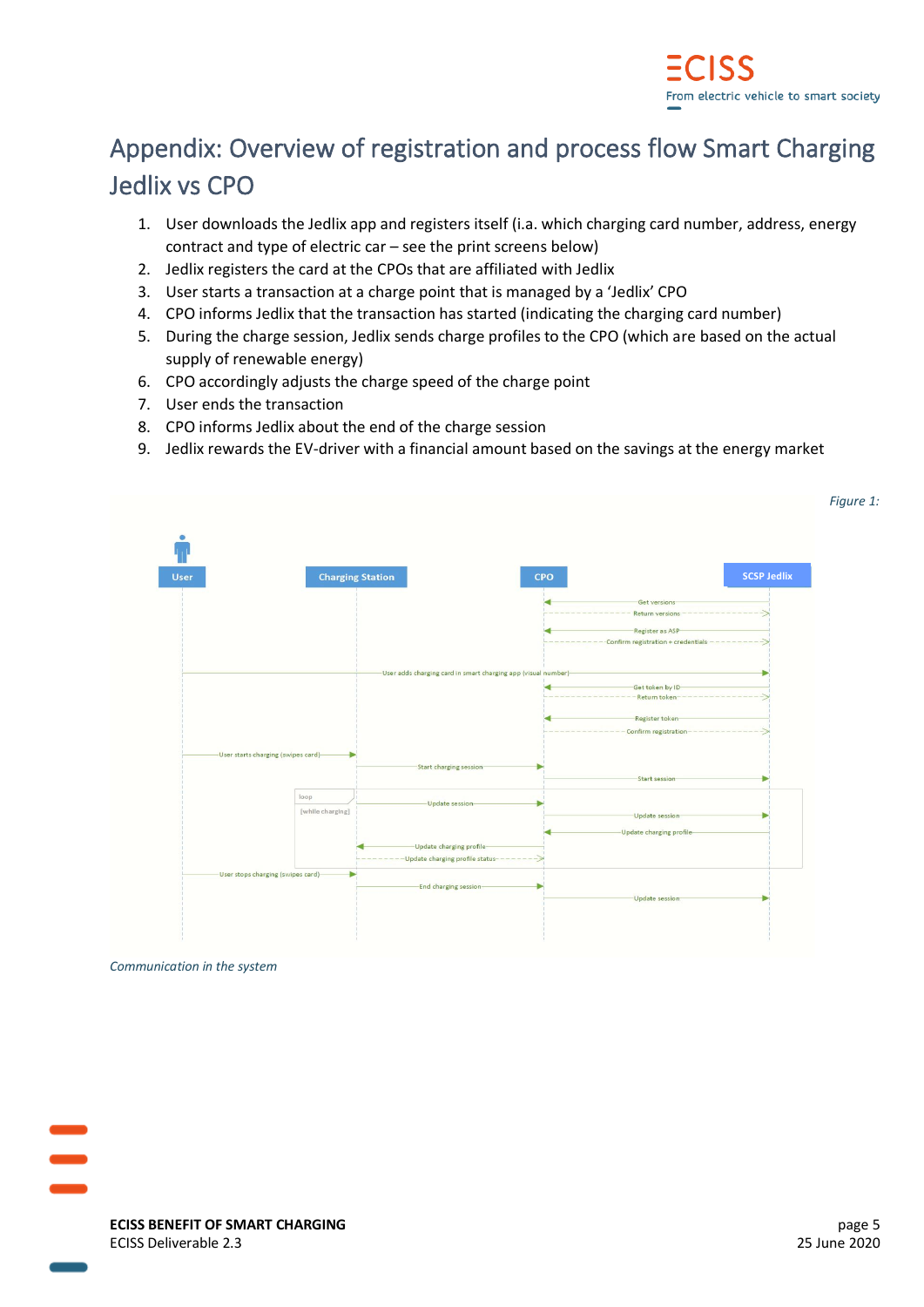# Appendix: Overview of registration and process flow Smart Charging Jedlix vs CPO

1. User downloads the Jedlix app and registers itself (i.a. which charging card number, address, energy contract and type of electric car – see the print screens below)
2. Jedlix registers the card at the CPOs that are affiliated with Jedlix
3. User starts a transaction at a charge point that is managed by a 'Jedlix' CPO
4. CPO informs Jedlix that the transaction has started (indicating the charging card number)
5. During the charge session, Jedlix sends charge profiles to the CPO (which are based on the actual supply of renewable energy)
6. CPO accordingly adjusts the charge speed of the charge point
7. User ends the transaction
8. CPO informs Jedlix about the end of the charge session
9. Jedlix rewards the EV-driver with a financial amount based on the savings at the energy market

*Figure 1:*

User

Charging Station

CPO

SCSP Jedlix

Get versions

Return versions

Register as ASP

Confirm registration + credentials

User adds charging card in smart charging app (visual number)

Get token by ID

Return token

Register token

Confirm registration

User starts charging (swipes card)

Start charging session

Start session

loop

[while charging]

Update session

Update session

Update charging profile

Update charging profile

Update charging profile status

User stops charging (swipes card)

End charging session

Update session

*Communication in the system*